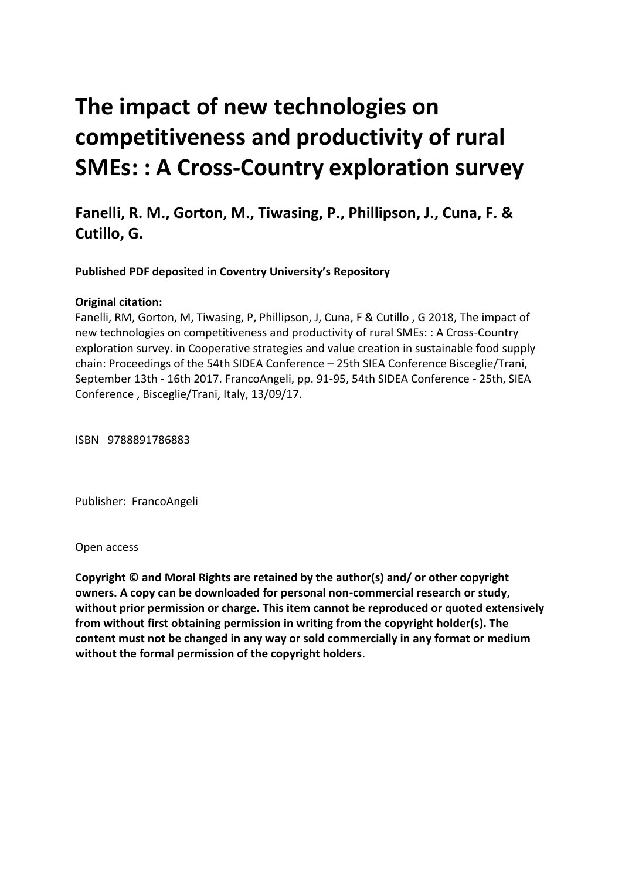# The impact of new technologies on competitiveness and productivity of rural SMEs: : A Cross-Country exploration survey

## Fanelli, R. M., Gorton, M., Tiwasing, P., Phillipson, J., Cuna, F. & Cutillo, G.

**Published PDF deposited in Coventry University's Repository**

**Original citation:**

Fanelli, RM, Gorton, M, Tiwasing, P, Phillipson, J, Cuna, F & Cutillo , G 2018, The impact of new technologies on competitiveness and productivity of rural SMEs: : A Cross-Country exploration survey. in Cooperative strategies and value creation in sustainable food supply chain: Proceedings of the 54th SIDEA Conference – 25th SIEA Conference Bisceglie/Trani, September 13th - 16th 2017. FrancoAngeli, pp. 91-95, 54th SIDEA Conference - 25th, SIEA Conference , Bisceglie/Trani, Italy, 13/09/17.

ISBN 9788891786883

Publisher: FrancoAngeli

Open access

**Copyright © and Moral Rights are retained by the author(s) and/ or other copyright owners. A copy can be downloaded for personal non-commercial research or study, without prior permission or charge. This item cannot be reproduced or quoted extensively from without first obtaining permission in writing from the copyright holder(s). The content must not be changed in any way or sold commercially in any format or medium without the formal permission of the copyright holders**.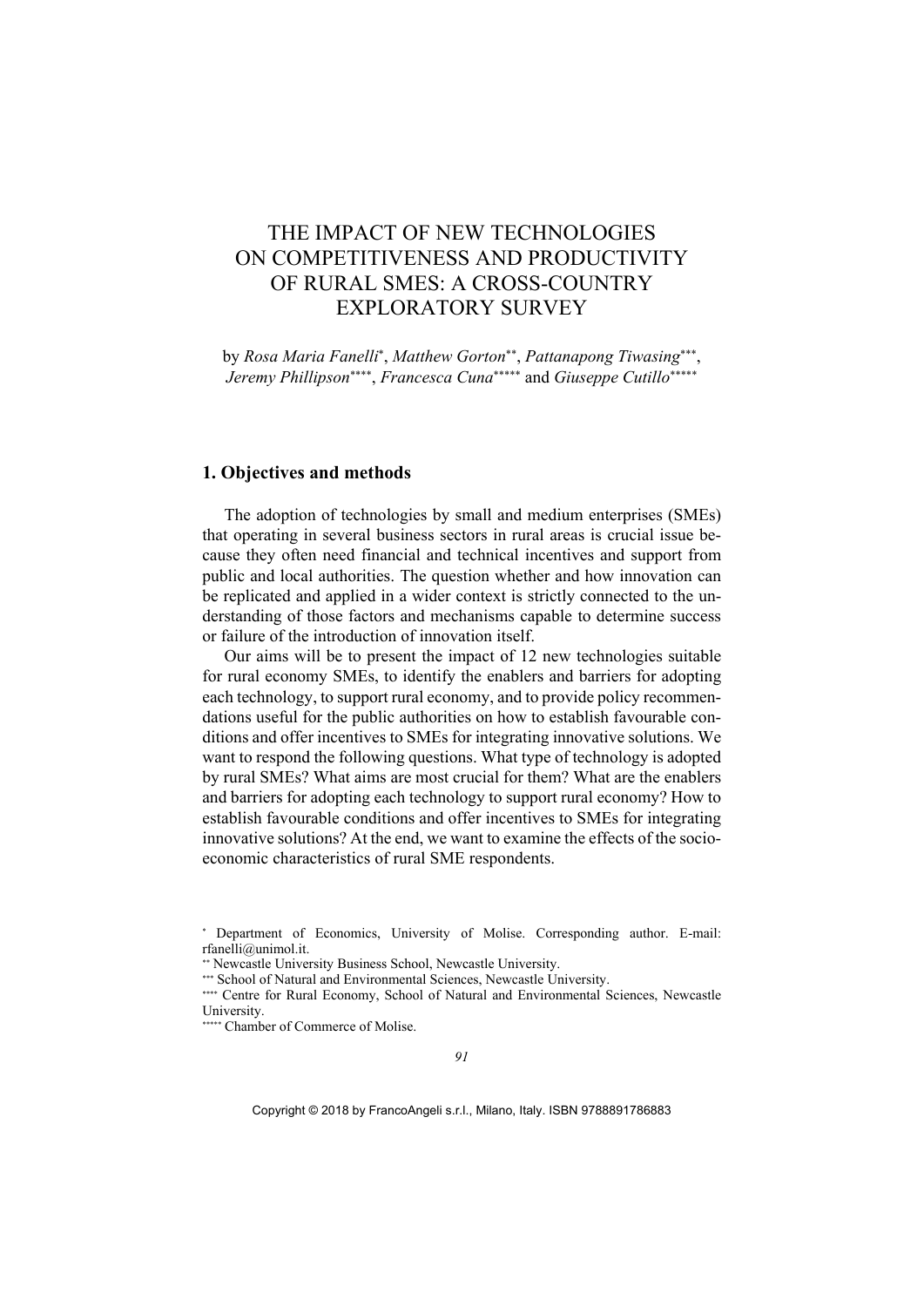# THE IMPACT OF NEW TECHNOLOGIES ON COMPETITIVENESS AND PRODUCTIVITY OF RURAL SMES: A CROSS-COUNTRY EXPLORATORY SURVEY

by *Rosa Maria Fanelli*[*], *Matthew Gorton*[**], *Pattanapong Tiwasing*[***], *Jeremy Phillipson*[****], *Francesca Cuna*[*****] and *Giuseppe Cutillo*[*****]

## 1. Objectives and methods

The adoption of technologies by small and medium enterprises (SMEs) that operating in several business sectors in rural areas is crucial issue because they often need financial and technical incentives and support from public and local authorities. The question whether and how innovation can be replicated and applied in a wider context is strictly connected to the understanding of those factors and mechanisms capable to determine success or failure of the introduction of innovation itself.

Our aims will be to present the impact of 12 new technologies suitable for rural economy SMEs, to identify the enablers and barriers for adopting each technology, to support rural economy, and to provide policy recommendations useful for the public authorities on how to establish favourable conditions and offer incentives to SMEs for integrating innovative solutions. We want to respond the following questions. What type of technology is adopted by rural SMEs? What aims are most crucial for them? What are the enablers and barriers for adopting each technology to support rural economy? How to establish favourable conditions and offer incentives to SMEs for integrating innovative solutions? At the end, we want to examine the effects of the socio-economic characteristics of rural SME respondents.

[*] Department of Economics, University of Molise. Corresponding author. E-mail: rfanelli@unimol.it.

[**] Newcastle University Business School, Newcastle University.

[***] School of Natural and Environmental Sciences, Newcastle University.

[****] Centre for Rural Economy, School of Natural and Environmental Sciences, Newcastle University.

[*****] Chamber of Commerce of Molise.

Copyright © 2018 by FrancoAngeli s.r.l., Milano, Italy. ISBN 9788891786883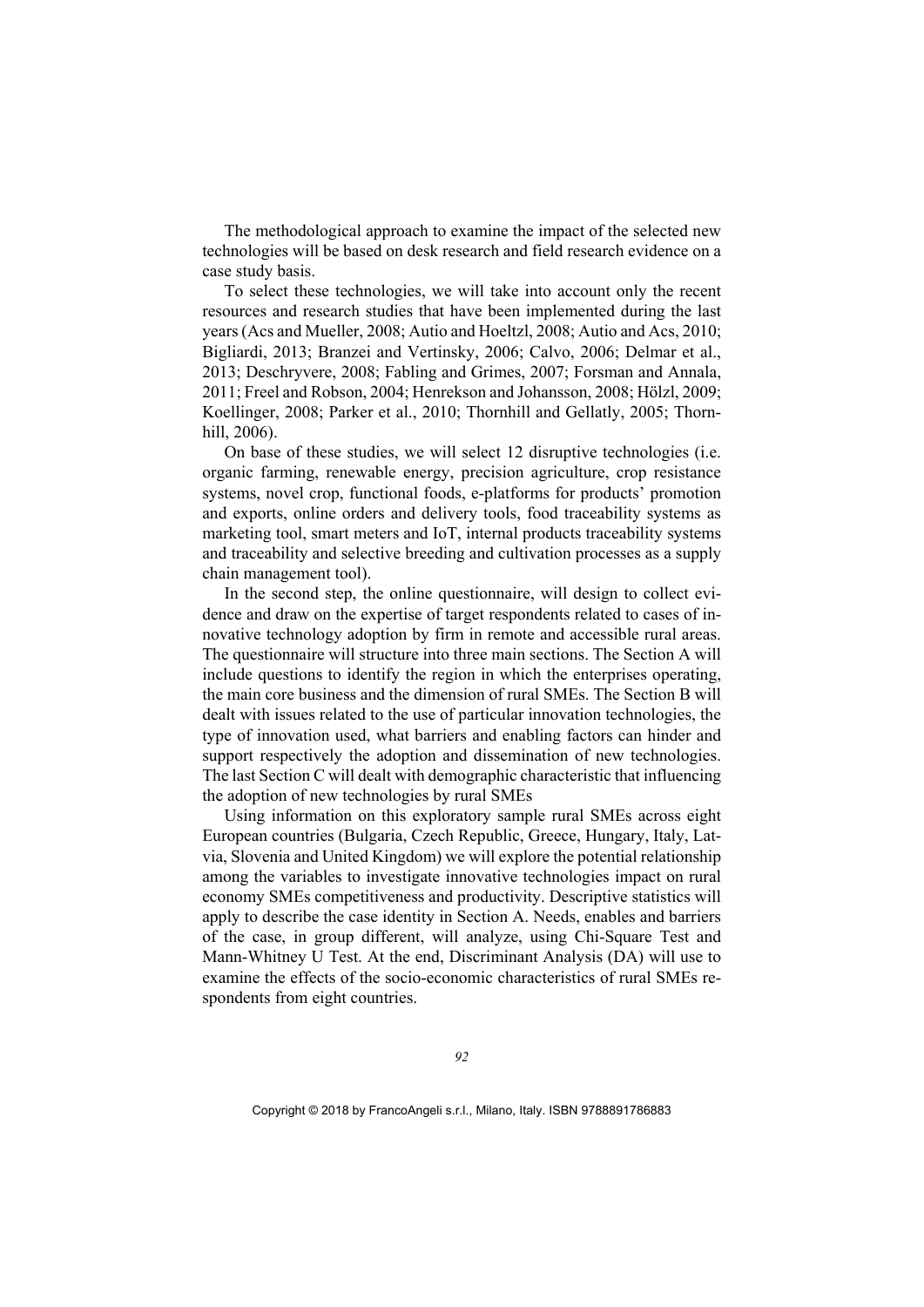The methodological approach to examine the impact of the selected new technologies will be based on desk research and field research evidence on a case study basis.

To select these technologies, we will take into account only the recent resources and research studies that have been implemented during the last years (Acs and Mueller, 2008; Autio and Hoeltzl, 2008; Autio and Acs, 2010; Bigliardi, 2013; Branzei and Vertinsky, 2006; Calvo, 2006; Delmar et al., 2013; Deschryvere, 2008; Fabling and Grimes, 2007; Forsman and Annala, 2011; Freel and Robson, 2004; Henrekson and Johansson, 2008; Hölzl, 2009; Koellinger, 2008; Parker et al., 2010; Thornhill and Gellatly, 2005; Thornhill, 2006).

On base of these studies, we will select 12 disruptive technologies (i.e. organic farming, renewable energy, precision agriculture, crop resistance systems, novel crop, functional foods, e-platforms for products' promotion and exports, online orders and delivery tools, food traceability systems as marketing tool, smart meters and IoT, internal products traceability systems and traceability and selective breeding and cultivation processes as a supply chain management tool).

In the second step, the online questionnaire, will design to collect evidence and draw on the expertise of target respondents related to cases of innovative technology adoption by firm in remote and accessible rural areas. The questionnaire will structure into three main sections. The Section A will include questions to identify the region in which the enterprises operating, the main core business and the dimension of rural SMEs. The Section B will dealt with issues related to the use of particular innovation technologies, the type of innovation used, what barriers and enabling factors can hinder and support respectively the adoption and dissemination of new technologies. The last Section C will dealt with demographic characteristic that influencing the adoption of new technologies by rural SMEs

Using information on this exploratory sample rural SMEs across eight European countries (Bulgaria, Czech Republic, Greece, Hungary, Italy, Latvia, Slovenia and United Kingdom) we will explore the potential relationship among the variables to investigate innovative technologies impact on rural economy SMEs competitiveness and productivity. Descriptive statistics will apply to describe the case identity in Section A. Needs, enables and barriers of the case, in group different, will analyze, using Chi-Square Test and Mann-Whitney U Test. At the end, Discriminant Analysis (DA) will use to examine the effects of the socio-economic characteristics of rural SMEs respondents from eight countries.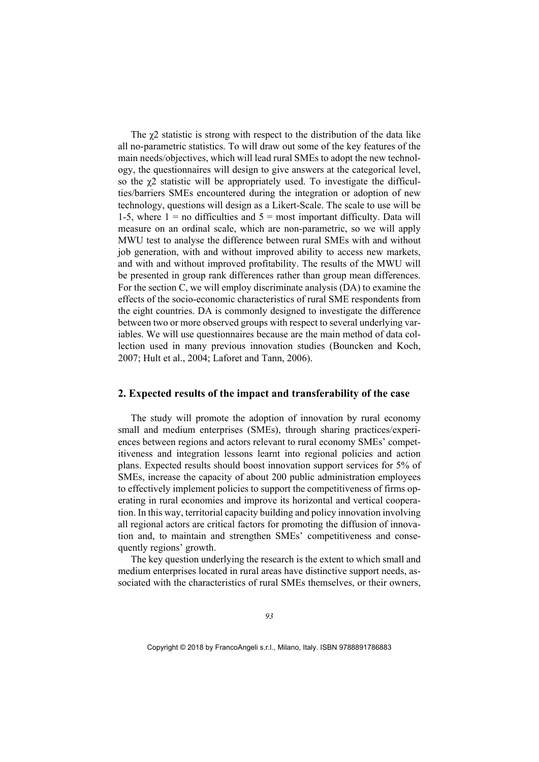The $\chi 2$ statistic is strong with respect to the distribution of the data like all no-parametric statistics. To will draw out some of the key features of the main needs/objectives, which will lead rural SMEs to adopt the new technology, the questionnaires will design to give answers at the categorical level, so the $\chi 2$ statistic will be appropriately used. To investigate the difficulties/barriers SMEs encountered during the integration or adoption of new technology, questions will design as a Likert-Scale. The scale to use will be 1-5, where 1 = no difficulties and 5 = most important difficulty. Data will measure on an ordinal scale, which are non-parametric, so we will apply MWU test to analyse the difference between rural SMEs with and without job generation, with and without improved ability to access new markets, and with and without improved profitability. The results of the MWU will be presented in group rank differences rather than group mean differences. For the section C, we will employ discriminate analysis (DA) to examine the effects of the socio-economic characteristics of rural SME respondents from the eight countries. DA is commonly designed to investigate the difference between two or more observed groups with respect to several underlying variables. We will use questionnaires because are the main method of data collection used in many previous innovation studies (Bouncken and Koch, 2007; Hult et al., 2004; Laforet and Tann, 2006).

## 2. Expected results of the impact and transferability of the case

The study will promote the adoption of innovation by rural economy small and medium enterprises (SMEs), through sharing practices/experiences between regions and actors relevant to rural economy SMEs' competitiveness and integration lessons learnt into regional policies and action plans. Expected results should boost innovation support services for 5% of SMEs, increase the capacity of about 200 public administration employees to effectively implement policies to support the competitiveness of firms operating in rural economies and improve its horizontal and vertical cooperation. In this way, territorial capacity building and policy innovation involving all regional actors are critical factors for promoting the diffusion of innovation and, to maintain and strengthen SMEs' competitiveness and consequently regions' growth.

The key question underlying the research is the extent to which small and medium enterprises located in rural areas have distinctive support needs, associated with the characteristics of rural SMEs themselves, or their owners,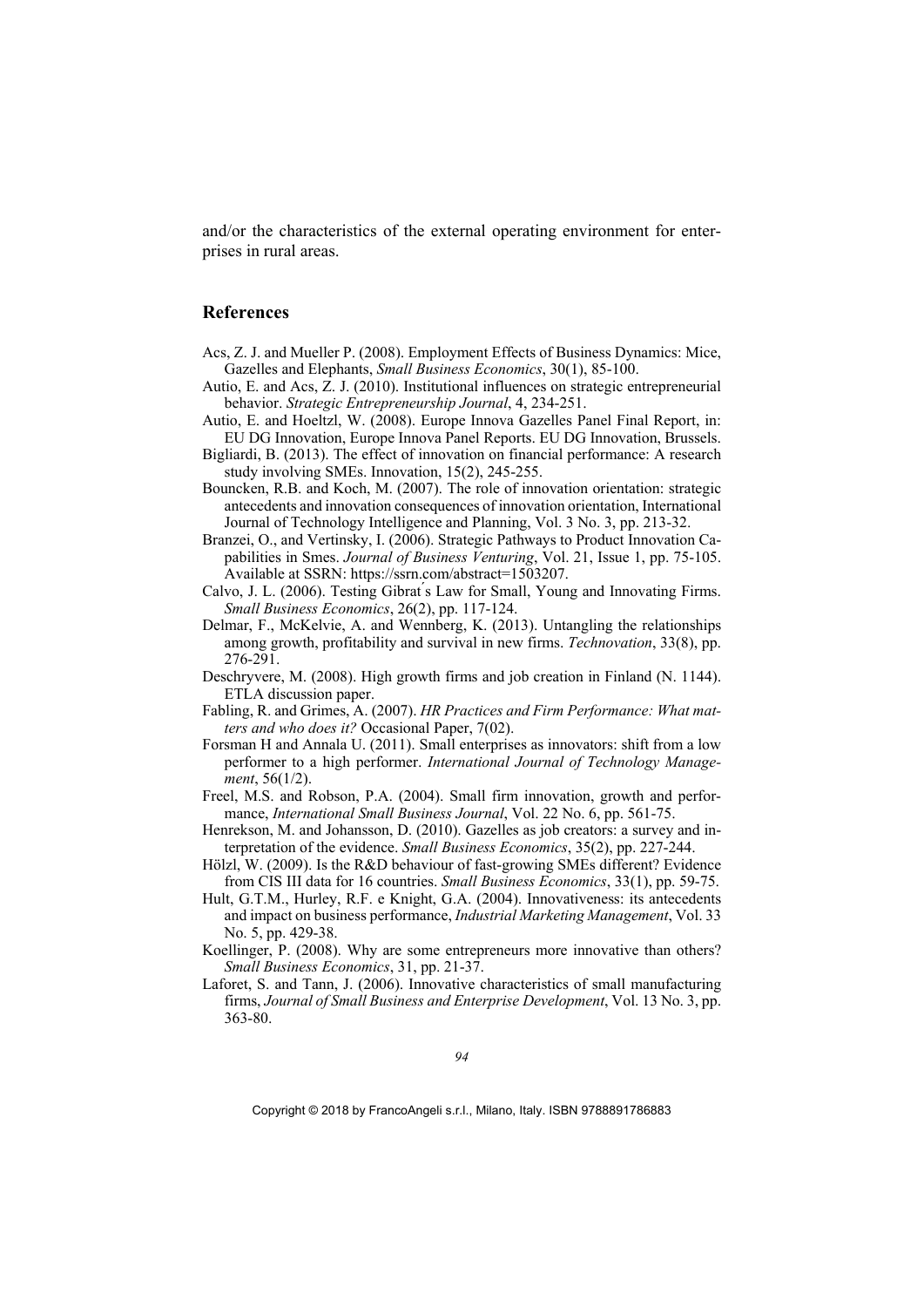and/or the characteristics of the external operating environment for enterprises in rural areas.

## References

Acs, Z. J. and Mueller P. (2008). Employment Effects of Business Dynamics: Mice, Gazelles and Elephants, *Small Business Economics*, 30(1), 85-100.

Autio, E. and Acs, Z. J. (2010). Institutional influences on strategic entrepreneurial behavior. *Strategic Entrepreneurship Journal*, 4, 234-251.

Autio, E. and Hoeltzl, W. (2008). Europe Innova Gazelles Panel Final Report, in: EU DG Innovation, Europe Innova Panel Reports. EU DG Innovation, Brussels.

Bigliardi, B. (2013). The effect of innovation on financial performance: A research study involving SMEs. Innovation, 15(2), 245-255.

Bouncken, R.B. and Koch, M. (2007). The role of innovation orientation: strategic antecedents and innovation consequences of innovation orientation, International Journal of Technology Intelligence and Planning, Vol. 3 No. 3, pp. 213-32.

Branzei, O., and Vertinsky, I. (2006). Strategic Pathways to Product Innovation Capabilities in Smes. *Journal of Business Venturing*, Vol. 21, Issue 1, pp. 75-105. Available at SSRN: https://ssrn.com/abstract=1503207.

Calvo, J. L. (2006). Testing Gibrat ́s Law for Small, Young and Innovating Firms. *Small Business Economics*, 26(2), pp. 117-124.

Delmar, F., McKelvie, A. and Wennberg, K. (2013). Untangling the relationships among growth, profitability and survival in new firms. *Technovation*, 33(8), pp. 276-291.

Deschryvere, M. (2008). High growth firms and job creation in Finland (N. 1144). ETLA discussion paper.

Fabling, R. and Grimes, A. (2007). *HR Practices and Firm Performance: What matters and who does it?* Occasional Paper, 7(02).

Forsman H and Annala U. (2011). Small enterprises as innovators: shift from a low performer to a high performer. *International Journal of Technology Management*, 56(1/2).

Freel, M.S. and Robson, P.A. (2004). Small firm innovation, growth and performance, *International Small Business Journal*, Vol. 22 No. 6, pp. 561-75.

Henrekson, M. and Johansson, D. (2010). Gazelles as job creators: a survey and interpretation of the evidence. *Small Business Economics*, 35(2), pp. 227-244.

Hölzl, W. (2009). Is the R&D behaviour of fast-growing SMEs different? Evidence from CIS III data for 16 countries. *Small Business Economics*, 33(1), pp. 59-75.

Hult, G.T.M., Hurley, R.F. e Knight, G.A. (2004). Innovativeness: its antecedents and impact on business performance, *Industrial Marketing Management*, Vol. 33 No. 5, pp. 429-38.

Koellinger, P. (2008). Why are some entrepreneurs more innovative than others? *Small Business Economics*, 31, pp. 21-37.

Laforet, S. and Tann, J. (2006). Innovative characteristics of small manufacturing firms, *Journal of Small Business and Enterprise Development*, Vol. 13 No. 3, pp. 363-80.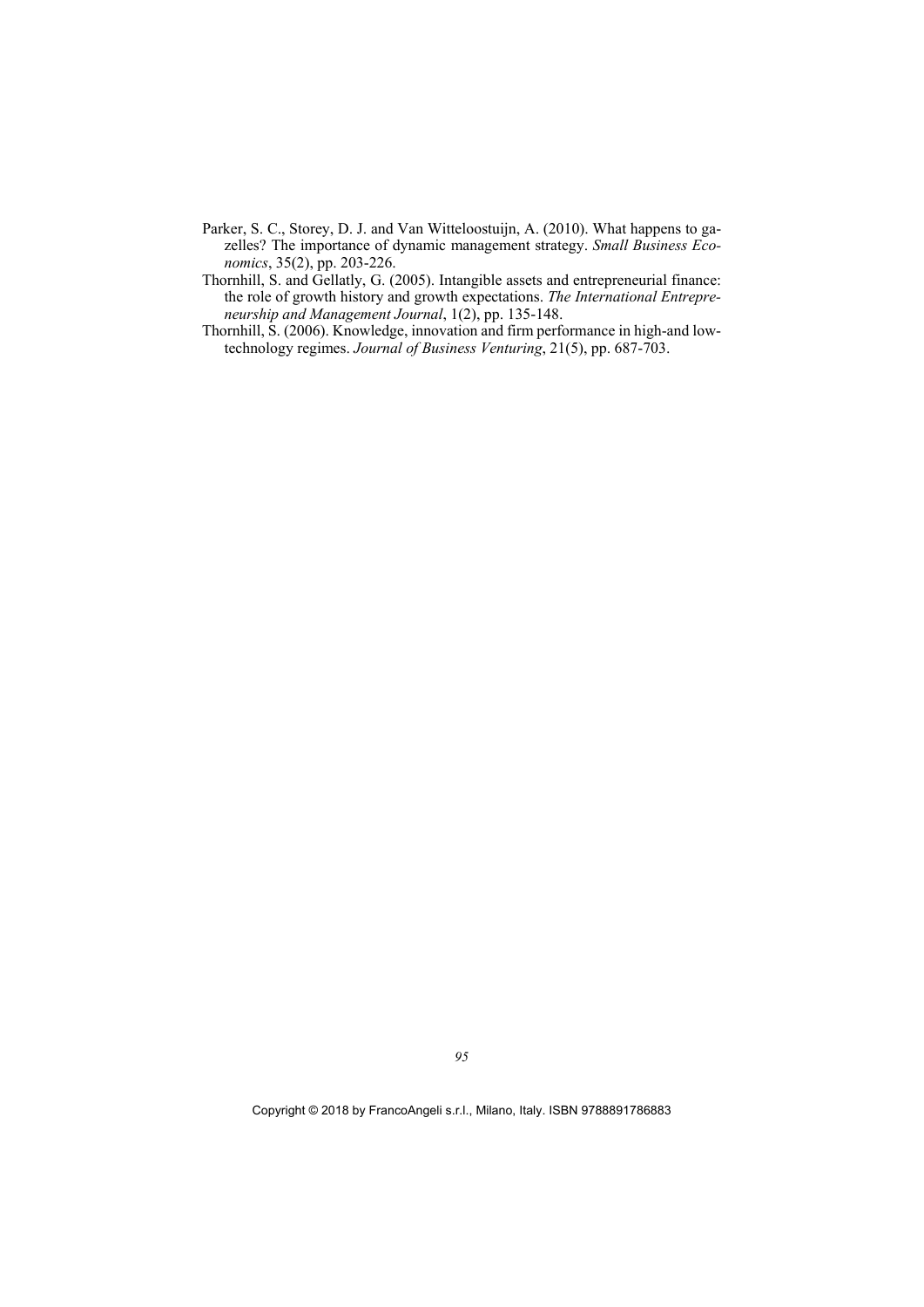Parker, S. C., Storey, D. J. and Van Witteloostuijn, A. (2010). What happens to gazelles? The importance of dynamic management strategy. *Small Business Economics*, 35(2), pp. 203-226.

Thornhill, S. and Gellatly, G. (2005). Intangible assets and entrepreneurial finance: the role of growth history and growth expectations. *The International Entrepreneurship and Management Journal*, 1(2), pp. 135-148.

Thornhill, S. (2006). Knowledge, innovation and firm performance in high-and low-technology regimes. *Journal of Business Venturing*, 21(5), pp. 687-703.